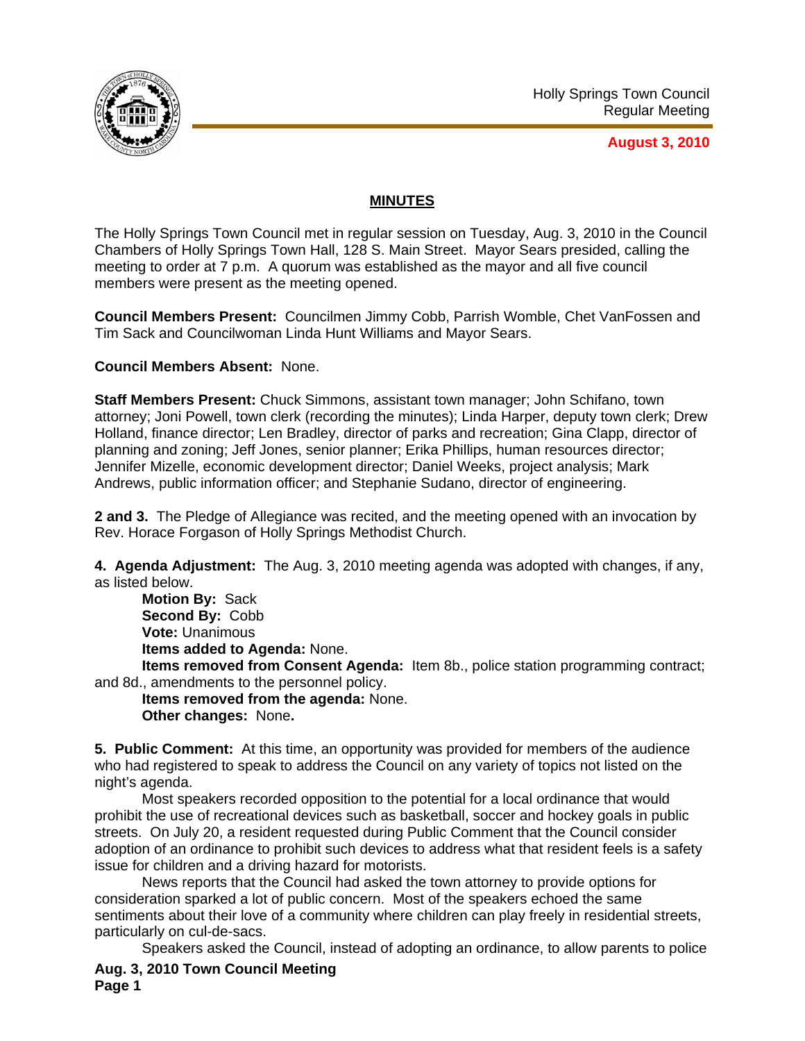Holly Springs Town Council
Regular Meeting

**August 3, 2010**

## MINUTES

The Holly Springs Town Council met in regular session on Tuesday, Aug. 3, 2010 in the Council Chambers of Holly Springs Town Hall, 128 S. Main Street. Mayor Sears presided, calling the meeting to order at 7 p.m. A quorum was established as the mayor and all five council members were present as the meeting opened.

**Council Members Present:** Councilmen Jimmy Cobb, Parrish Womble, Chet VanFossen and Tim Sack and Councilwoman Linda Hunt Williams and Mayor Sears.

**Council Members Absent:** None.

**Staff Members Present:** Chuck Simmons, assistant town manager; John Schifano, town attorney; Joni Powell, town clerk (recording the minutes); Linda Harper, deputy town clerk; Drew Holland, finance director; Len Bradley, director of parks and recreation; Gina Clapp, director of planning and zoning; Jeff Jones, senior planner; Erika Phillips, human resources director; Jennifer Mizelle, economic development director; Daniel Weeks, project analysis; Mark Andrews, public information officer; and Stephanie Sudano, director of engineering.

**2 and 3.** The Pledge of Allegiance was recited, and the meeting opened with an invocation by Rev. Horace Forgason of Holly Springs Methodist Church.

**4. Agenda Adjustment:** The Aug. 3, 2010 meeting agenda was adopted with changes, if any, as listed below.

**Motion By:** Sack
**Second By:** Cobb
**Vote:** Unanimous
**Items added to Agenda:** None.
**Items removed from Consent Agenda:** Item 8b., police station programming contract; and 8d., amendments to the personnel policy.
**Items removed from the agenda:** None.
**Other changes:** None**.**

**5. Public Comment:** At this time, an opportunity was provided for members of the audience who had registered to speak to address the Council on any variety of topics not listed on the night's agenda.

Most speakers recorded opposition to the potential for a local ordinance that would prohibit the use of recreational devices such as basketball, soccer and hockey goals in public streets. On July 20, a resident requested during Public Comment that the Council consider adoption of an ordinance to prohibit such devices to address what that resident feels is a safety issue for children and a driving hazard for motorists.

News reports that the Council had asked the town attorney to provide options for consideration sparked a lot of public concern. Most of the speakers echoed the same sentiments about their love of a community where children can play freely in residential streets, particularly on cul-de-sacs.

Speakers asked the Council, instead of adopting an ordinance, to allow parents to police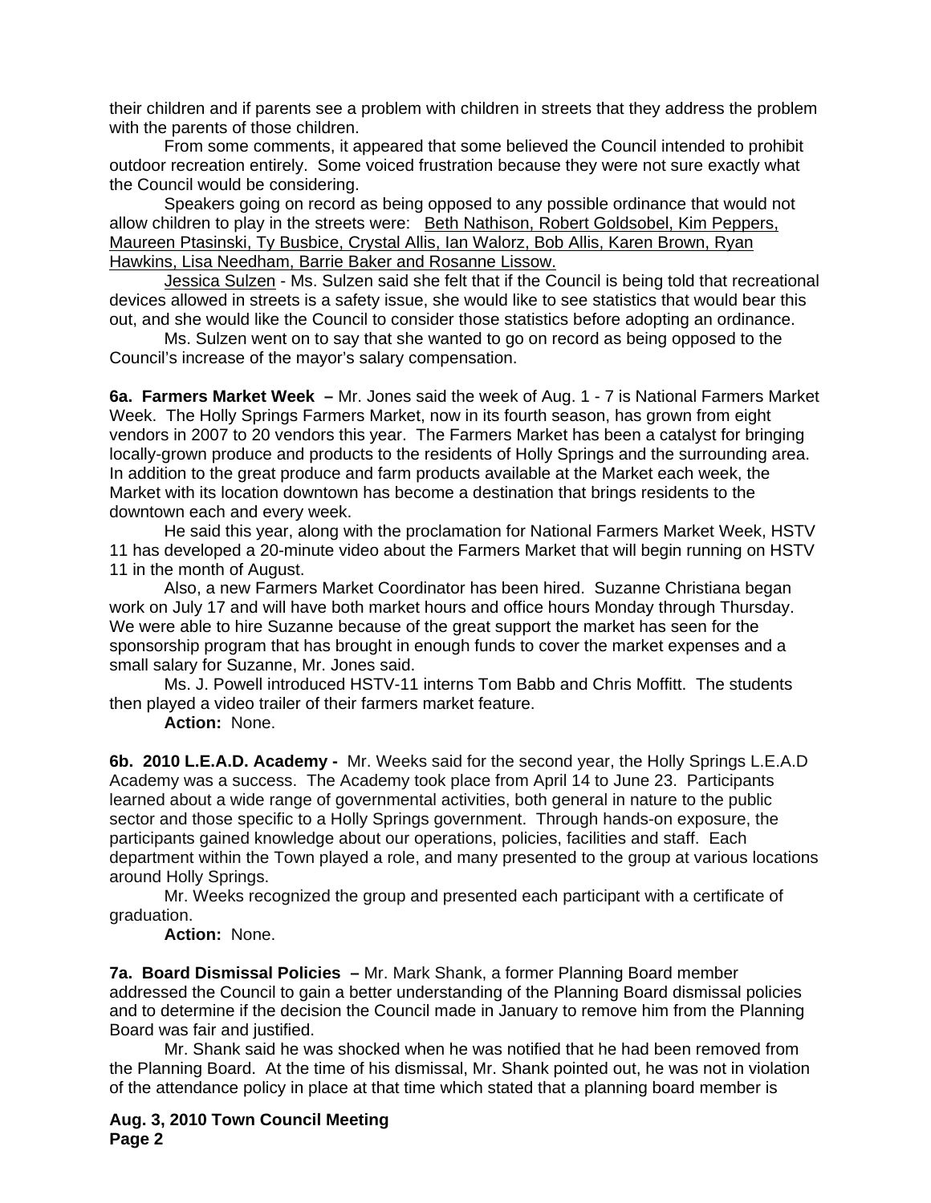their children and if parents see a problem with children in streets that they address the problem with the parents of those children.

From some comments, it appeared that some believed the Council intended to prohibit outdoor recreation entirely. Some voiced frustration because they were not sure exactly what the Council would be considering.

Speakers going on record as being opposed to any possible ordinance that would not allow children to play in the streets were: Beth Nathison, Robert Goldsobel, Kim Peppers, Maureen Ptasinski, Ty Busbice, Crystal Allis, Ian Walorz, Bob Allis, Karen Brown, Ryan Hawkins, Lisa Needham, Barrie Baker and Rosanne Lissow.

Jessica Sulzen - Ms. Sulzen said she felt that if the Council is being told that recreational devices allowed in streets is a safety issue, she would like to see statistics that would bear this out, and she would like the Council to consider those statistics before adopting an ordinance.

Ms. Sulzen went on to say that she wanted to go on record as being opposed to the Council's increase of the mayor's salary compensation.

**6a. Farmers Market Week –** Mr. Jones said the week of Aug. 1 - 7 is National Farmers Market Week. The Holly Springs Farmers Market, now in its fourth season, has grown from eight vendors in 2007 to 20 vendors this year. The Farmers Market has been a catalyst for bringing locally-grown produce and products to the residents of Holly Springs and the surrounding area. In addition to the great produce and farm products available at the Market each week, the Market with its location downtown has become a destination that brings residents to the downtown each and every week.

He said this year, along with the proclamation for National Farmers Market Week, HSTV 11 has developed a 20-minute video about the Farmers Market that will begin running on HSTV 11 in the month of August.

Also, a new Farmers Market Coordinator has been hired. Suzanne Christiana began work on July 17 and will have both market hours and office hours Monday through Thursday. We were able to hire Suzanne because of the great support the market has seen for the sponsorship program that has brought in enough funds to cover the market expenses and a small salary for Suzanne, Mr. Jones said.

Ms. J. Powell introduced HSTV-11 interns Tom Babb and Chris Moffitt. The students then played a video trailer of their farmers market feature.

**Action:** None.

**6b. 2010 L.E.A.D. Academy -** Mr. Weeks said for the second year, the Holly Springs L.E.A.D Academy was a success. The Academy took place from April 14 to June 23. Participants learned about a wide range of governmental activities, both general in nature to the public sector and those specific to a Holly Springs government. Through hands-on exposure, the participants gained knowledge about our operations, policies, facilities and staff. Each department within the Town played a role, and many presented to the group at various locations around Holly Springs.

Mr. Weeks recognized the group and presented each participant with a certificate of graduation.

**Action:** None.

**7a. Board Dismissal Policies –** Mr. Mark Shank, a former Planning Board member addressed the Council to gain a better understanding of the Planning Board dismissal policies and to determine if the decision the Council made in January to remove him from the Planning Board was fair and justified.

Mr. Shank said he was shocked when he was notified that he had been removed from the Planning Board. At the time of his dismissal, Mr. Shank pointed out, he was not in violation of the attendance policy in place at that time which stated that a planning board member is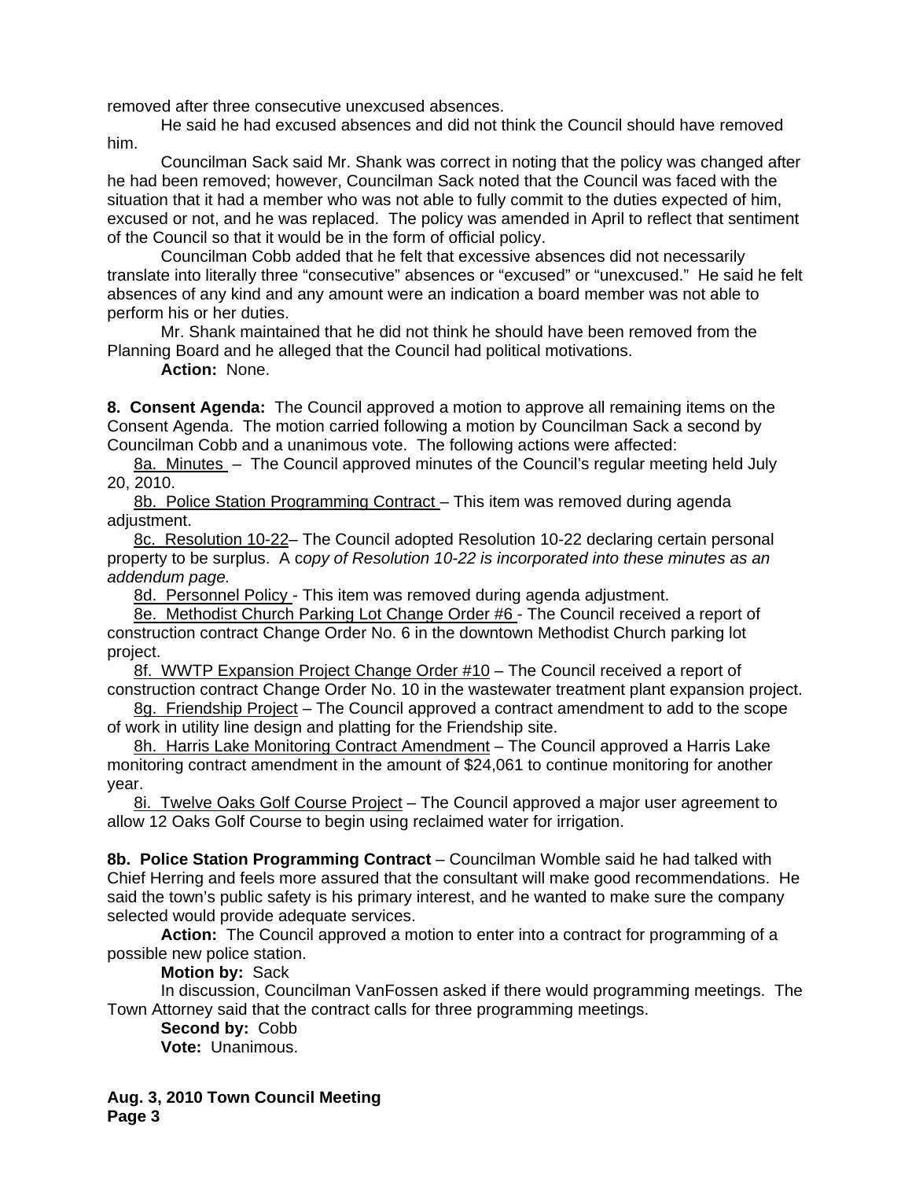removed after three consecutive unexcused absences.

He said he had excused absences and did not think the Council should have removed him.

Councilman Sack said Mr. Shank was correct in noting that the policy was changed after he had been removed; however, Councilman Sack noted that the Council was faced with the situation that it had a member who was not able to fully commit to the duties expected of him, excused or not, and he was replaced. The policy was amended in April to reflect that sentiment of the Council so that it would be in the form of official policy.

Councilman Cobb added that he felt that excessive absences did not necessarily translate into literally three "consecutive" absences or "excused" or "unexcused." He said he felt absences of any kind and any amount were an indication a board member was not able to perform his or her duties.

Mr. Shank maintained that he did not think he should have been removed from the Planning Board and he alleged that the Council had political motivations.

**Action:** None.

**8. Consent Agenda:** The Council approved a motion to approve all remaining items on the Consent Agenda. The motion carried following a motion by Councilman Sack a second by Councilman Cobb and a unanimous vote. The following actions were affected:

8a. Minutes – The Council approved minutes of the Council's regular meeting held July 20, 2010.

8b. Police Station Programming Contract – This item was removed during agenda adjustment.

8c. Resolution 10-22– The Council adopted Resolution 10-22 declaring certain personal property to be surplus. A c*opy of Resolution 10-22 is incorporated into these minutes as an addendum page.*

8d. Personnel Policy - This item was removed during agenda adjustment.

8e. Methodist Church Parking Lot Change Order #6 - The Council received a report of construction contract Change Order No. 6 in the downtown Methodist Church parking lot project.

8f. WWTP Expansion Project Change Order #10 – The Council received a report of construction contract Change Order No. 10 in the wastewater treatment plant expansion project.

8g. Friendship Project – The Council approved a contract amendment to add to the scope of work in utility line design and platting for the Friendship site.

8h. Harris Lake Monitoring Contract Amendment – The Council approved a Harris Lake monitoring contract amendment in the amount of $24,061 to continue monitoring for another year.

8i. Twelve Oaks Golf Course Project – The Council approved a major user agreement to allow 12 Oaks Golf Course to begin using reclaimed water for irrigation.

**8b. Police Station Programming Contract** – Councilman Womble said he had talked with Chief Herring and feels more assured that the consultant will make good recommendations. He said the town's public safety is his primary interest, and he wanted to make sure the company selected would provide adequate services.

**Action:** The Council approved a motion to enter into a contract for programming of a possible new police station.

**Motion by:** Sack

In discussion, Councilman VanFossen asked if there would programming meetings. The Town Attorney said that the contract calls for three programming meetings.

**Second by:** Cobb

**Vote:** Unanimous.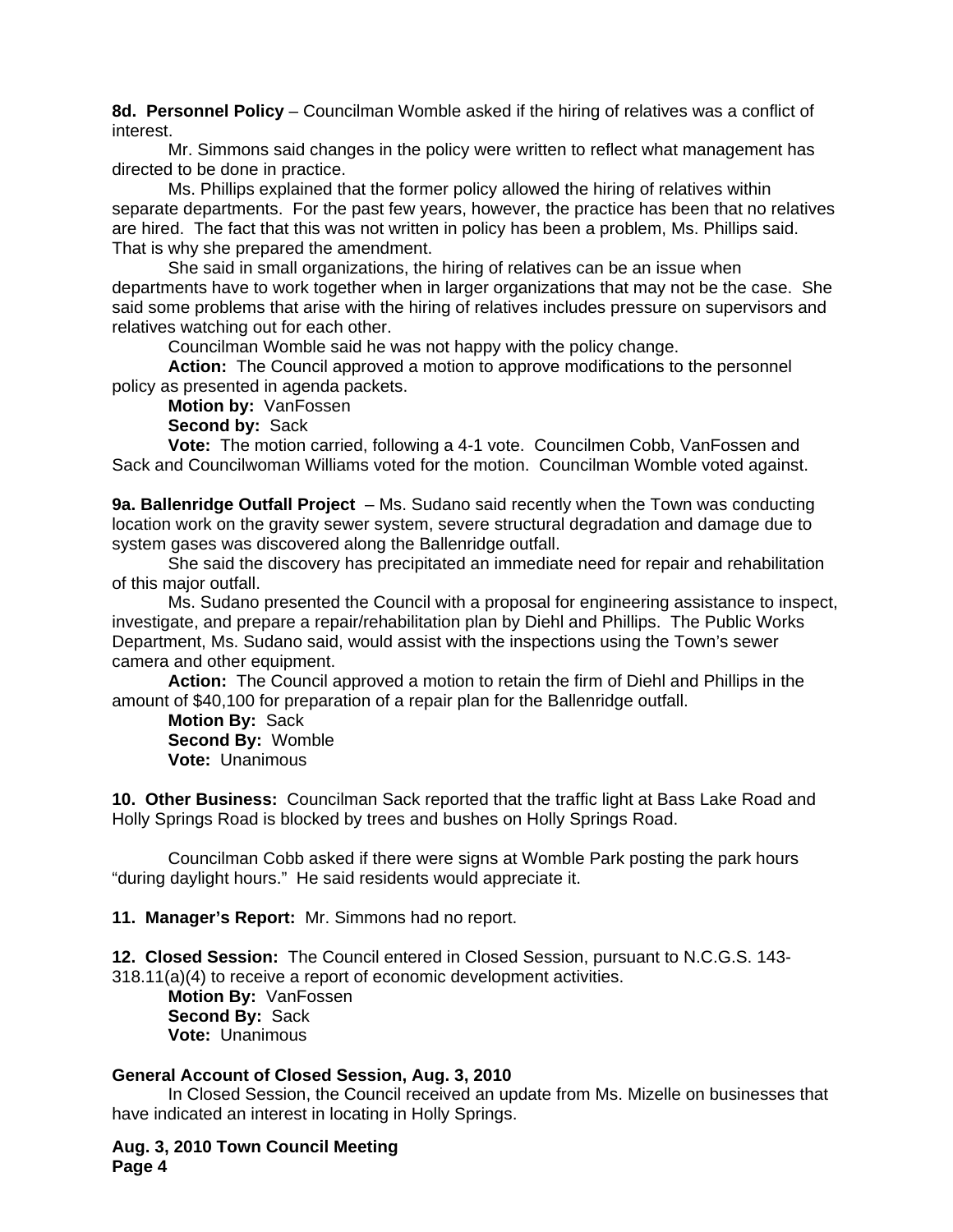**8d. Personnel Policy** – Councilman Womble asked if the hiring of relatives was a conflict of interest.

Mr. Simmons said changes in the policy were written to reflect what management has directed to be done in practice.

Ms. Phillips explained that the former policy allowed the hiring of relatives within separate departments. For the past few years, however, the practice has been that no relatives are hired. The fact that this was not written in policy has been a problem, Ms. Phillips said. That is why she prepared the amendment.

She said in small organizations, the hiring of relatives can be an issue when departments have to work together when in larger organizations that may not be the case. She said some problems that arise with the hiring of relatives includes pressure on supervisors and relatives watching out for each other.

Councilman Womble said he was not happy with the policy change.

**Action:** The Council approved a motion to approve modifications to the personnel policy as presented in agenda packets.

**Motion by:** VanFossen

**Second by:** Sack

**Vote:** The motion carried, following a 4-1 vote. Councilmen Cobb, VanFossen and Sack and Councilwoman Williams voted for the motion. Councilman Womble voted against.

**9a. Ballenridge Outfall Project** – Ms. Sudano said recently when the Town was conducting location work on the gravity sewer system, severe structural degradation and damage due to system gases was discovered along the Ballenridge outfall.

She said the discovery has precipitated an immediate need for repair and rehabilitation of this major outfall.

Ms. Sudano presented the Council with a proposal for engineering assistance to inspect, investigate, and prepare a repair/rehabilitation plan by Diehl and Phillips. The Public Works Department, Ms. Sudano said, would assist with the inspections using the Town's sewer camera and other equipment.

**Action:** The Council approved a motion to retain the firm of Diehl and Phillips in the amount of $40,100 for preparation of a repair plan for the Ballenridge outfall.

**Motion By:** Sack

**Second By:** Womble

**Vote:** Unanimous

**10. Other Business:** Councilman Sack reported that the traffic light at Bass Lake Road and Holly Springs Road is blocked by trees and bushes on Holly Springs Road.

Councilman Cobb asked if there were signs at Womble Park posting the park hours "during daylight hours." He said residents would appreciate it.

**11. Manager's Report:** Mr. Simmons had no report.

**12. Closed Session:** The Council entered in Closed Session, pursuant to N.C.G.S. 143-318.11(a)(4) to receive a report of economic development activities.

**Motion By:** VanFossen

**Second By:** Sack

**Vote:** Unanimous

**General Account of Closed Session, Aug. 3, 2010**

In Closed Session, the Council received an update from Ms. Mizelle on businesses that have indicated an interest in locating in Holly Springs.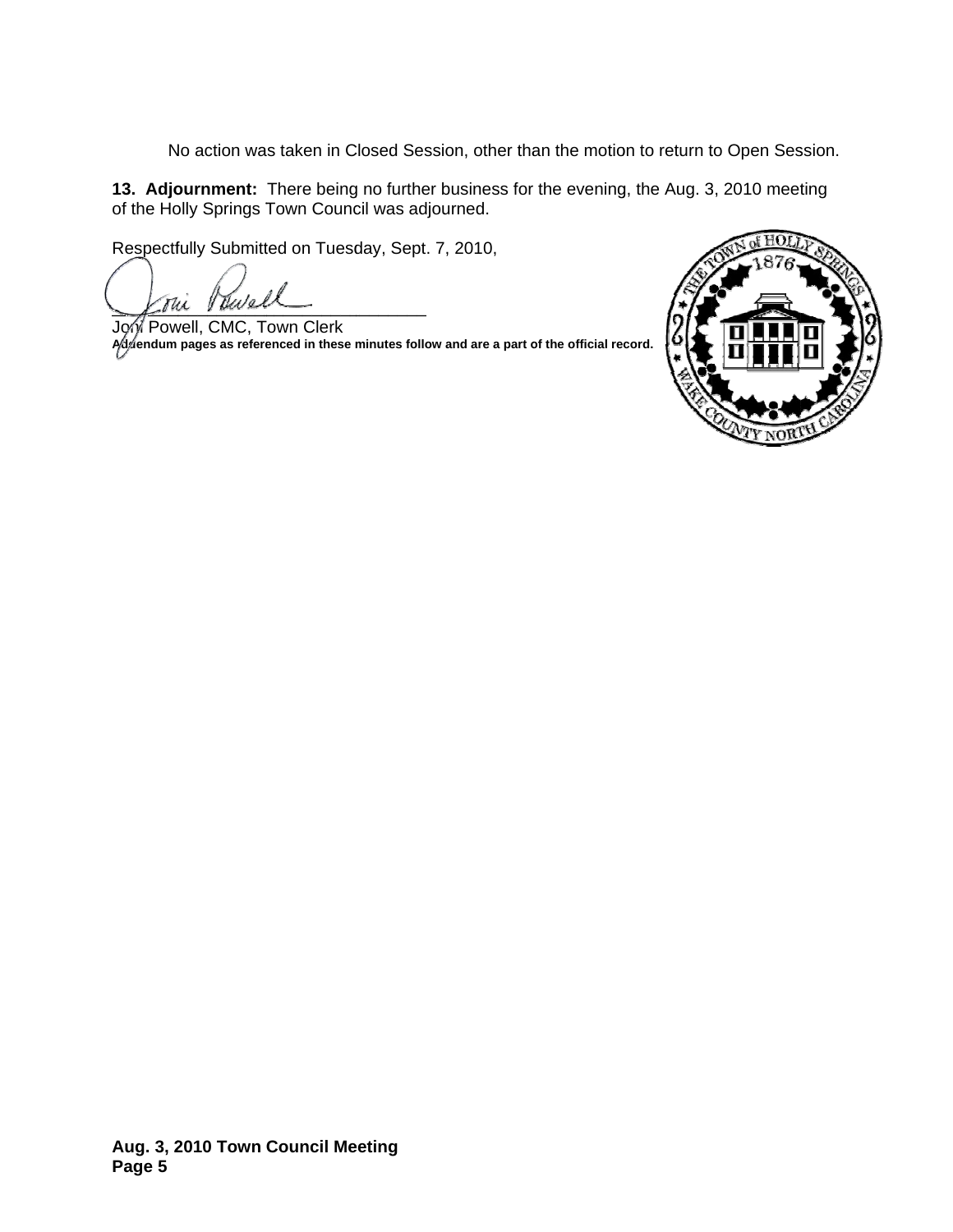No action was taken in Closed Session, other than the motion to return to Open Session.

**13. Adjournment:** There being no further business for the evening, the Aug. 3, 2010 meeting of the Holly Springs Town Council was adjourned.

Respectfully Submitted on Tuesday, Sept. 7, 2010,

\_\_\_\_\_\_\_\_\_\_\_\_\_\_\_\_\_\_\_\_\_\_\_\_\_\_\_\_\_\_

Joni Powell, CMC, Town Clerk

**Addendum pages as referenced in these minutes follow and are a part of the official record.**